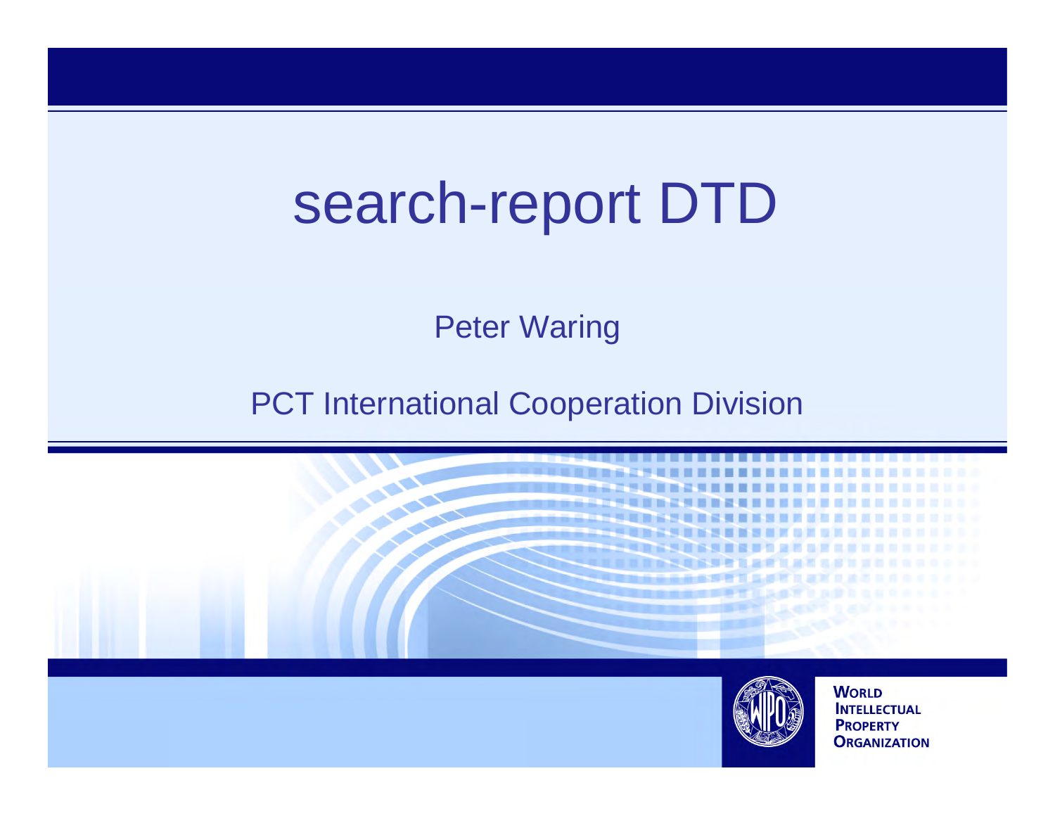# search-report DTD

Peter Waring

PCT International Cooperation Division

WORLD INTELLECTUAL PROPERTY ORGANIZATION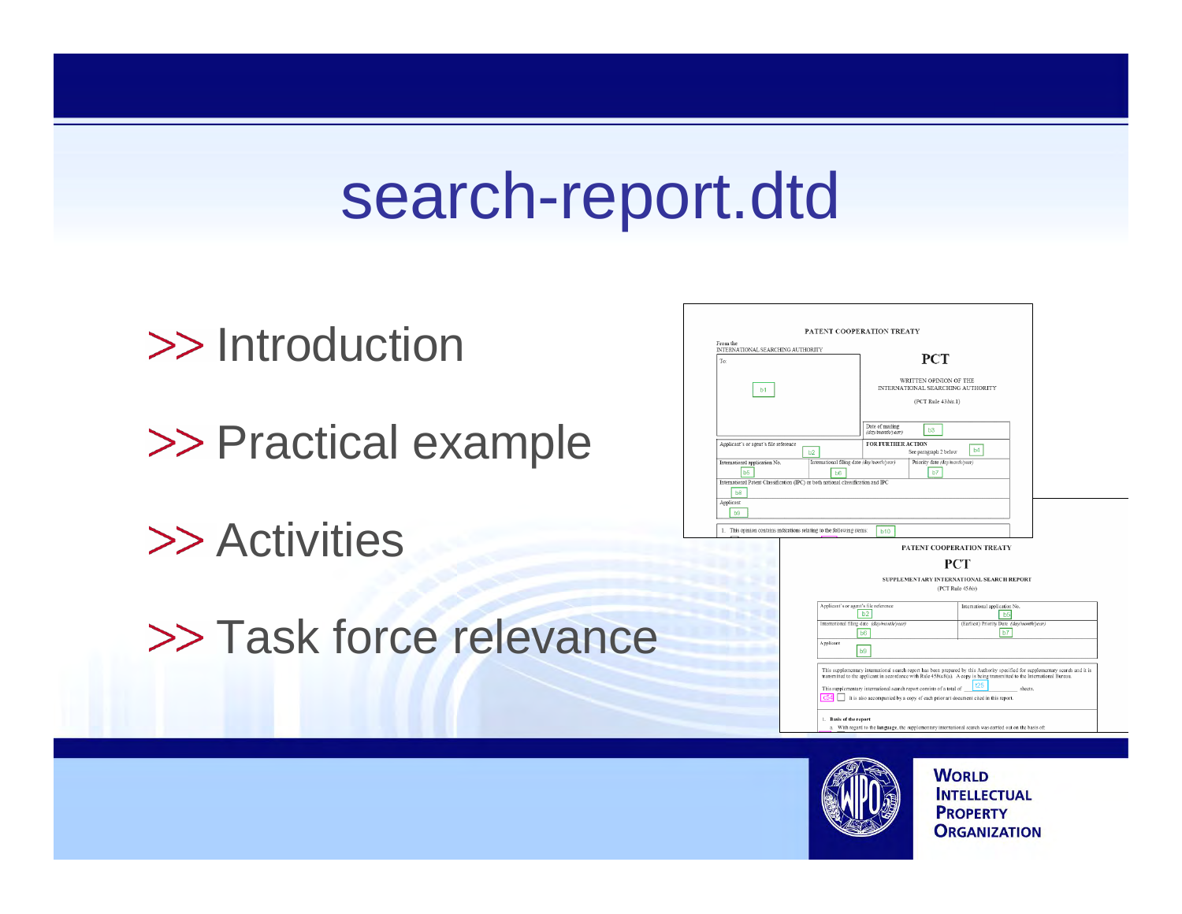# search-report.dtd

- >> Introduction
- >> Practical example
- >> Activities
- >> Task force relevance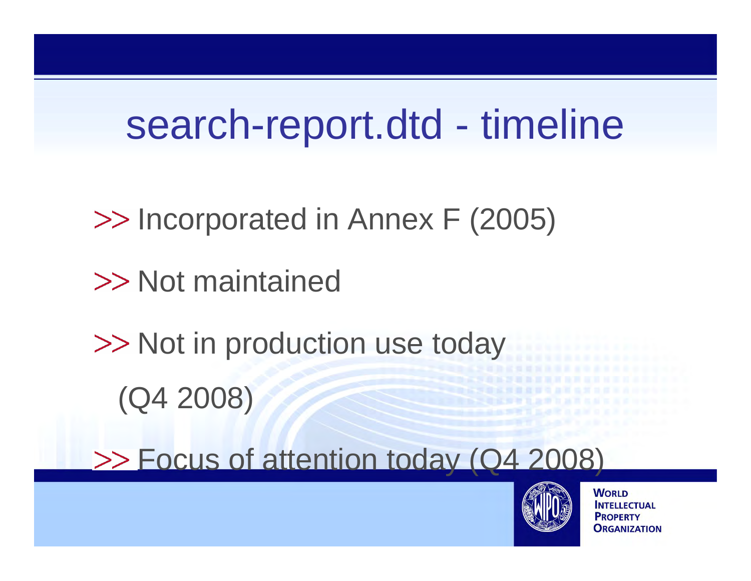# search-report.dtd - timeline

- >> Incorporated in Annex F (2005)
- >> Not maintained
- >> Not in production use today (Q4 2008)
- >> Focus of attention today (Q4 2008)

WORLD INTELLECTUAL PROPERTY ORGANIZATION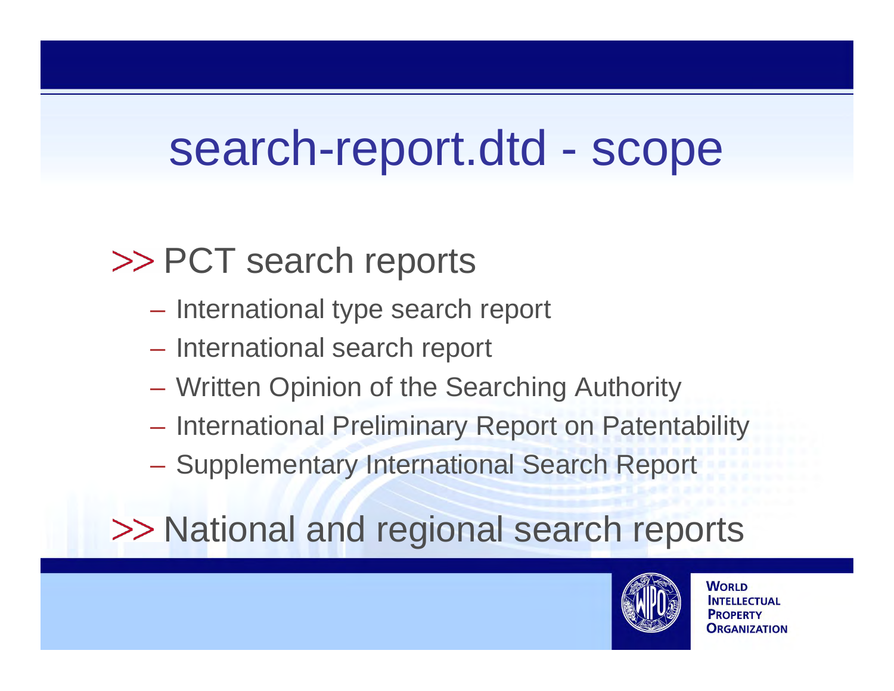# search-report.dtd - scope

- PCT search reports
  - International type search report
  - International search report
  - Written Opinion of the Searching Authority
  - International Preliminary Report on Patentability
  - Supplementary International Search Report
- National and regional search reports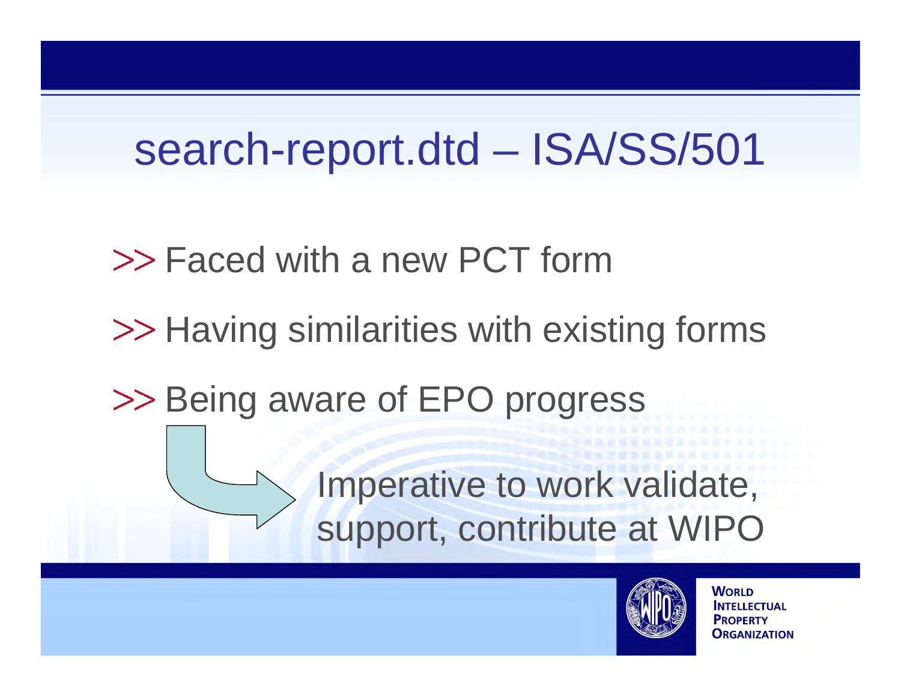# search-report.dtd – ISA/SS/501

- Faced with a new PCT form
- Having similarities with existing forms
- Being aware of EPO progress

Imperative to work validate, support, contribute at WIPO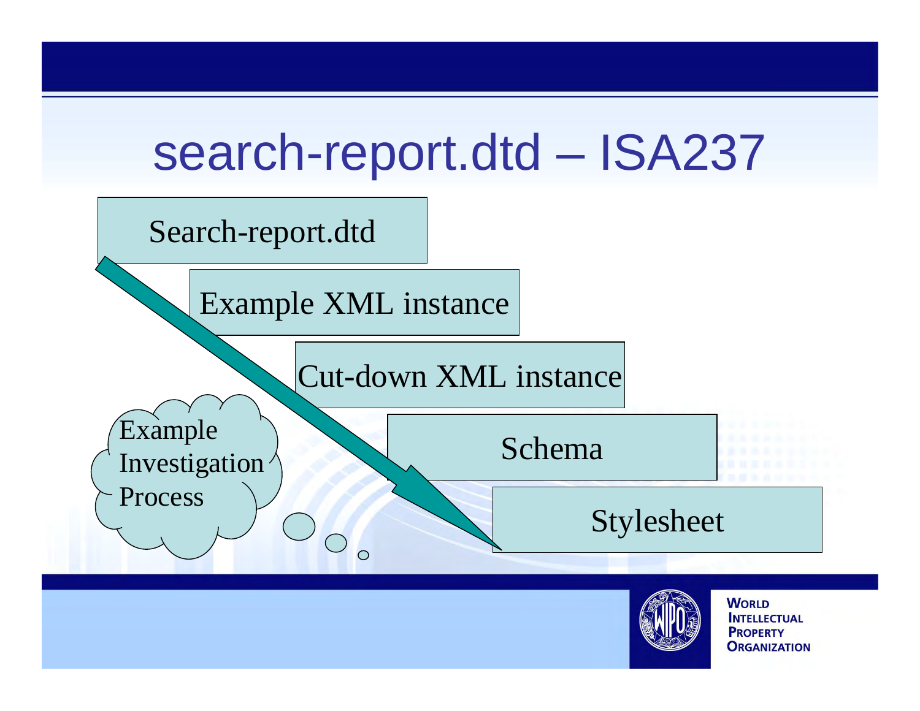# search-report.dtd – ISA237

- Search-report.dtd
- Example XML instance
- Cut-down XML instance
- Schema
- Stylesheet

Example Investigation Process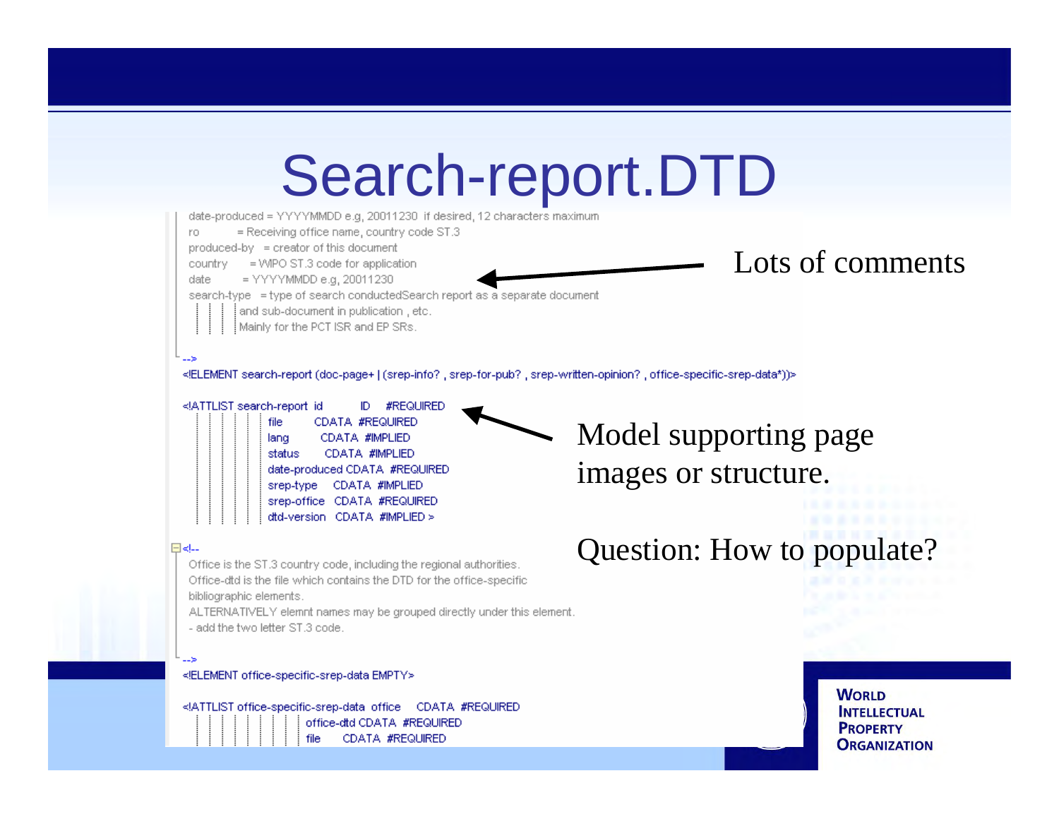# Search-report.DTD

```
date-produced = YYYYMMDD e.g, 20011230  if desired, 12 characters maximum
ro          = Receiving office name, country code ST.3
produced-by  = creator of this document
country      = WIPO ST.3 code for application
date         = YYYYMMDD e.g, 20011230
search-type  = type of search conductedSearch report as a separate document
               and sub-document in publication , etc.
               Mainly for the PCT ISR and EP SRs.

-->
<!ELEMENT search-report (doc-page+ | (srep-info? , srep-for-pub? , srep-written-opinion? , office-specific-srep-data*))>

<!ATTLIST search-report id        ID     #REQUIRED
                        file      CDATA  #REQUIRED
                        lang      CDATA  #IMPLIED
                        status    CDATA  #IMPLIED
                        date-produced CDATA  #REQUIRED
                        srep-type    CDATA  #IMPLIED
                        srep-office  CDATA  #REQUIRED
                        dtd-version  CDATA  #IMPLIED >

<!--
Office is the ST.3 country code, including the regional authorities.
Office-dtd is the file which contains the DTD for the office-specific
bibliographic elements.
ALTERNATIVELY elemnt names may be grouped directly under this element.
- add the two letter ST.3 code.

-->
<!ELEMENT office-specific-srep-data EMPTY>

<!ATTLIST office-specific-srep-data office    CDATA  #REQUIRED
                                    office-dtd CDATA  #REQUIRED
                                    file      CDATA  #REQUIRED
```

Lots of comments

Model supporting page images or structure.

Question: How to populate?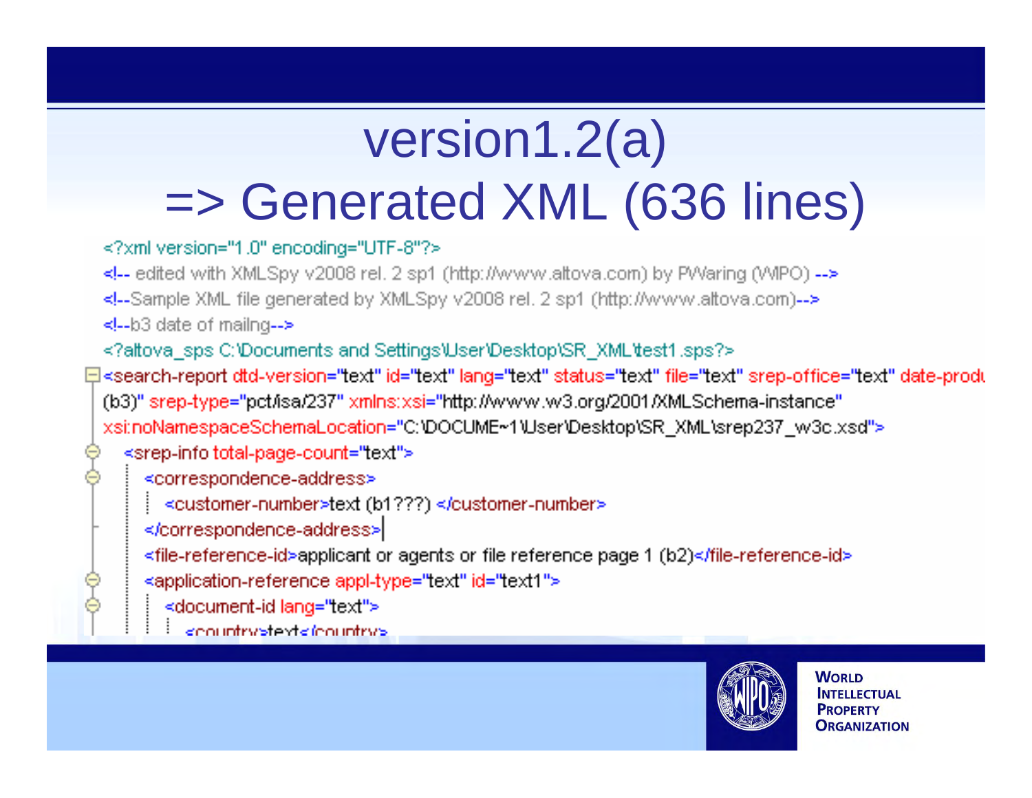# version1.2(a) => Generated XML (636 lines)

```
<?xml version="1.0" encoding="UTF-8"?>
<!-- edited with XMLSpy v2008 rel. 2 sp1 (http://www.altova.com) by PWaring (WIPO) -->
<!--Sample XML file generated by XMLSpy v2008 rel. 2 sp1 (http://www.altova.com)-->
<!--b3 date of mailng-->
<?altova_sps C:\Documents and Settings\User\Desktop\SR_XML\test1.sps?>
<search-report dtd-version="text" id="text" lang="text" status="text" file="text" srep-office="text" date-produ
(b3)" srep-type="pct/isa/237" xmlns:xsi="http://www.w3.org/2001/XMLSchema-instance"
xsi:noNamespaceSchemaLocation="C:\DOCUME~1\User\Desktop\SR_XML\srep237_w3c.xsd">
  <srep-info total-page-count="text">
    <correspondence-address>
      <customer-number>text (b1???) </customer-number>
    </correspondence-address>
    <file-reference-id>applicant or agents or file reference page 1 (b2)</file-reference-id>
    <application-reference appl-type="text" id="text1">
      <document-id lang="text">
        <country>text</country>
```

**World Intellectual Property Organization**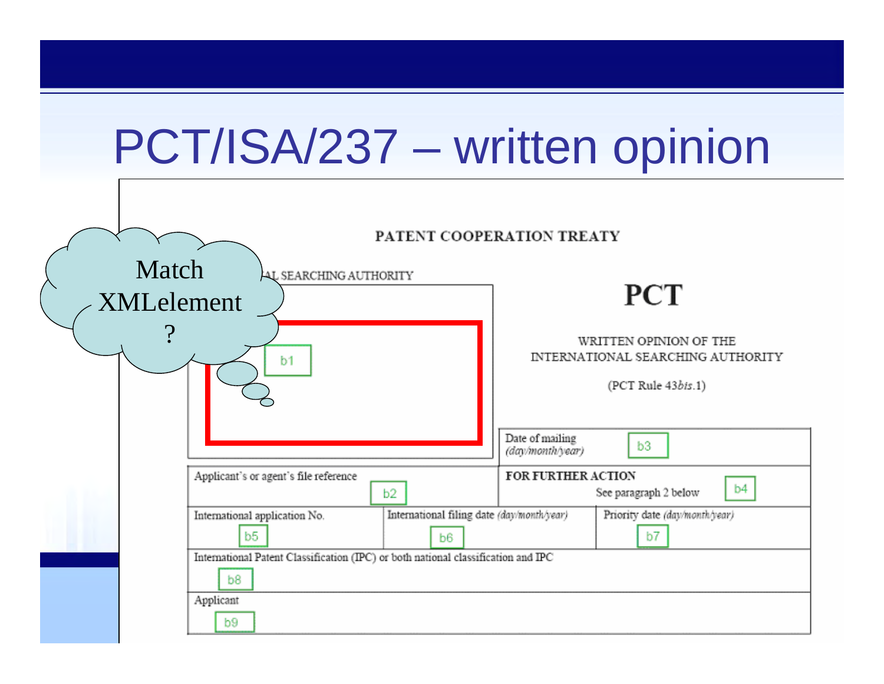# PCT/ISA/237 – written opinion

Match XMLelement ?

PATENT COOPERATION TREATY

...AL SEARCHING AUTHORITY

b1

# PCT

WRITTEN OPINION OF THE INTERNATIONAL SEARCHING AUTHORITY

(PCT Rule 43*bis*.1)

| | | |
|---|---|---|
| Date of mailing *(day/month/year)* b3 | | |
| Applicant's or agent's file reference b2 | **FOR FURTHER ACTION** See paragraph 2 below b4 | |
| International application No. b5 | International filing date *(day/month/year)* b6 | Priority date *(day/month/year)* b7 |
| International Patent Classification (IPC) or both national classification and IPC b8 | | |
| Applicant b9 | | |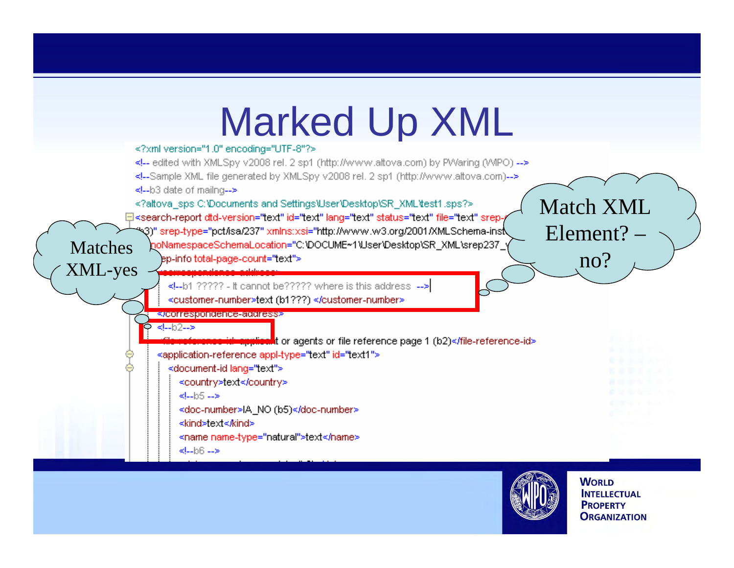# Marked Up XML

```
<?xml version="1.0" encoding="UTF-8"?>
<!-- edited with XMLSpy v2008 rel. 2 sp1 (http://www.altova.com) by PWaring (WIPO) -->
<!--Sample XML file generated by XMLSpy v2008 rel. 2 sp1 (http://www.altova.com)-->
<!--b3 date of mailng-->
<?altova_sps C:\Documents and Settings\User\Desktop\SR_XML\test1.sps?>
<search-report dtd-version="text" id="text" lang="text" status="text" file="text" srep-
(b3)" srep-type="pct/isa/237" xmlns:xsi="http://www.w3.org/2001/XMLSchema-inst
noNamespaceSchemaLocation="C:\DOCUME~1\User\Desktop\SR_XML\srep237_
    ep-info total-page-count="text">
      <correspondence-address>
        <!--b1 ????? - It cannot be????? where is this address -->
        <customer-number>text (b1???) </customer-number>
      </correspondence-address>
      <!--b2-->
      <file-reference-id>applicant or agents or file reference page 1 (b2)</file-reference-id>
      <application-reference appl-type="text" id="text1">
        <document-id lang="text">
          <country>text</country>
          <!--b5 -->
          <doc-number>IA_NO (b5)</doc-number>
          <kind>text</kind>
          <name name-type="natural">text</name>
          <!--b6 -->
```

Matches XML-yes

Match XML Element? – no?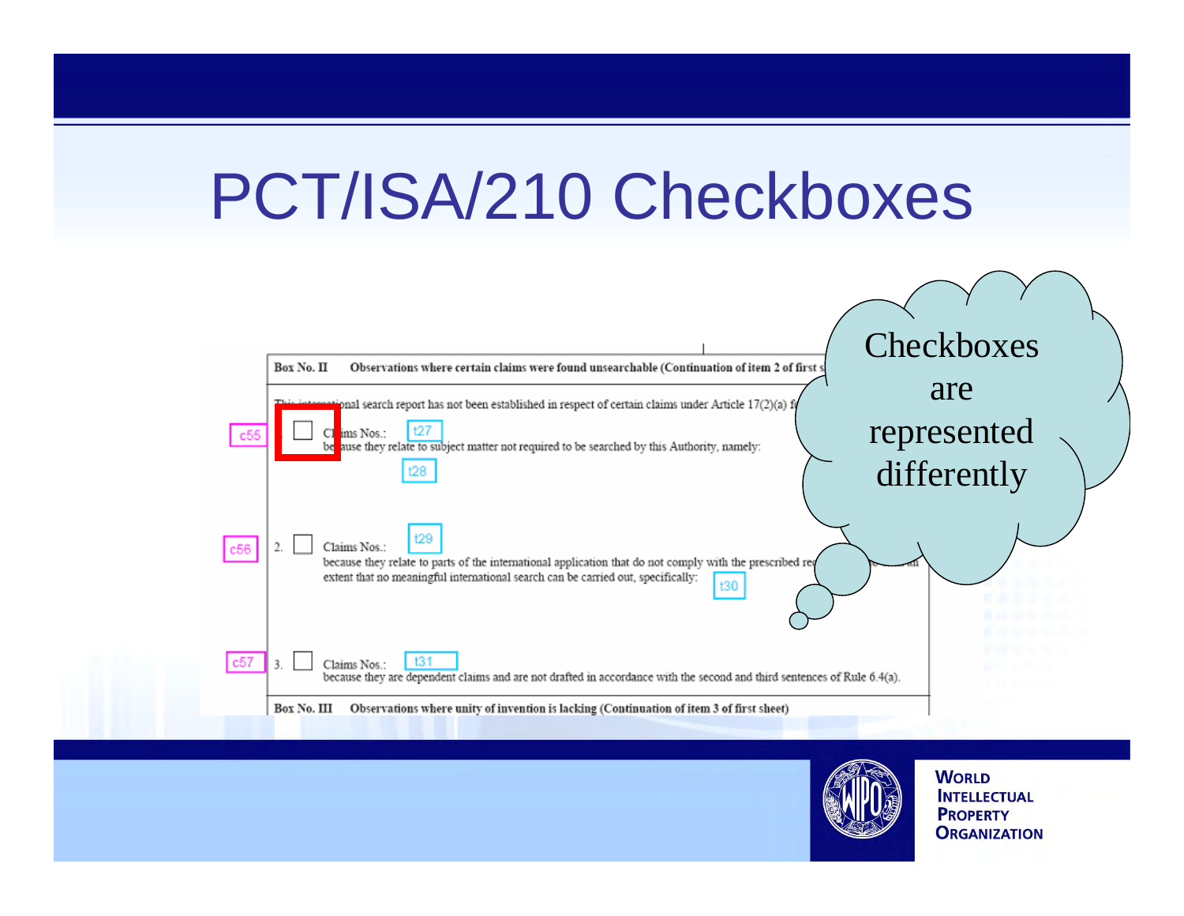# PCT/ISA/210 Checkboxes

**Box No. II** Observations where certain claims were found unsearchable (Continuation of item 2 of first s

This international search report has not been established in respect of certain claims under Article 17(2)(a) f

c55 1. ☐ Claims Nos.: t27
because they relate to subject matter not required to be searched by this Authority, namely:
t28

c56 2. ☐ Claims Nos.: t29
because they relate to parts of the international application that do not comply with the prescribed re ... extent that no meaningful international search can be carried out, specifically:
t30

c57 3. ☐ Claims Nos.: t31
because they are dependent claims and are not drafted in accordance with the second and third sentences of Rule 6.4(a).

**Box No. III** Observations where unity of invention is lacking (Continuation of item 3 of first sheet)

Checkboxes are represented differently

WORLD INTELLECTUAL PROPERTY ORGANIZATION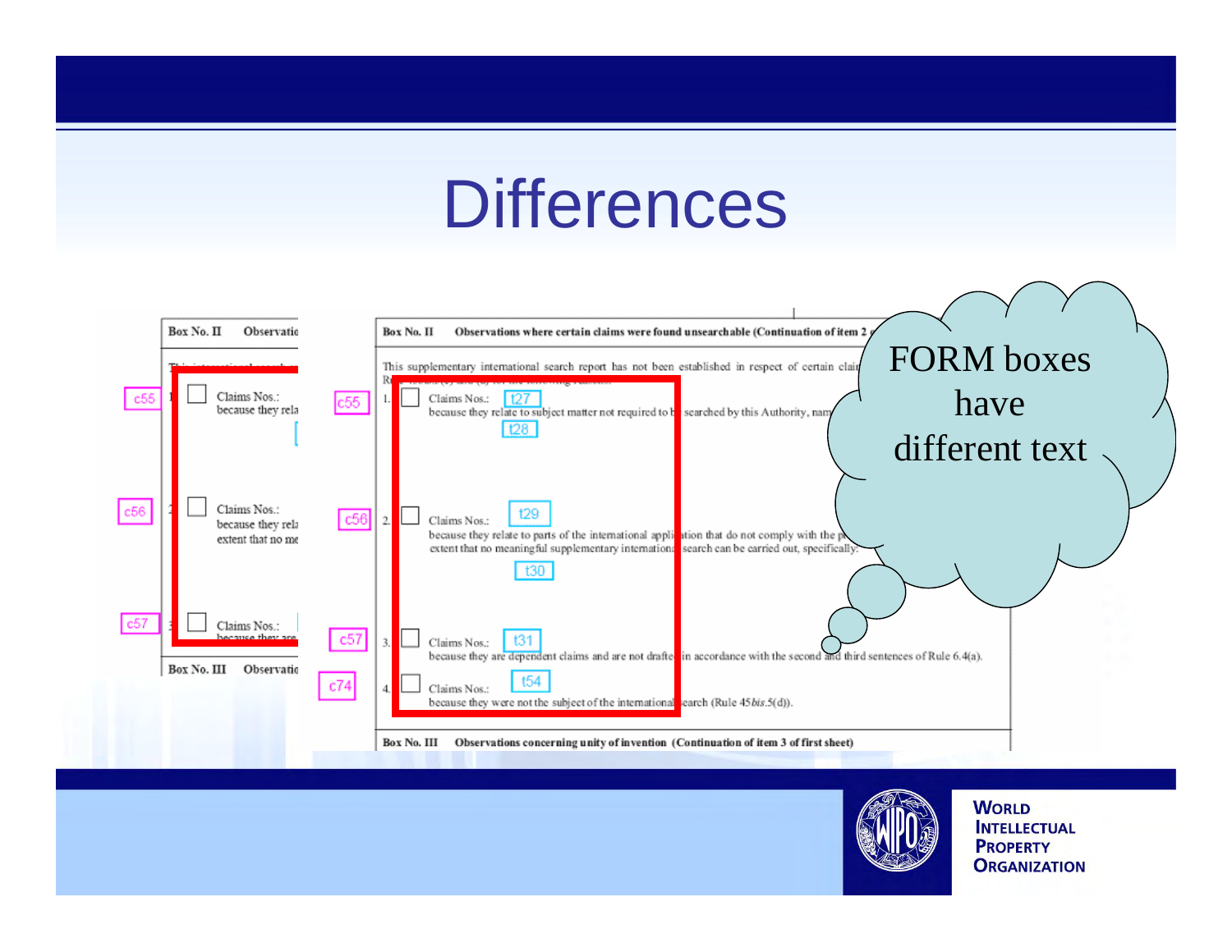# Differences

FORM boxes have different text

**Box No. II** Observatio

Thi...

c55 1. Claims Nos.: because they rela

c56 2. Claims Nos.: because they rela extent that no me

c57 3. Claims Nos.: because they are

**Box No. III** Observatio

**Box No. II** Observations where certain claims were found unsearchable (Continuation of item 2 ...

This supplementary international search report has not been established in respect of certain clai... R...

c55 1. Claims Nos.: t27 because they relate to subject matter not required to be searched by this Authority, nam... t28

c56 2. Claims Nos.: t29 because they relate to parts of the international application that do not comply with the p... extent that no meaningful supplementary international search can be carried out, specifically: t30

c57 3. Claims Nos.: t31 because they are dependent claims and are not drafted in accordance with the second and third sentences of Rule 6.4(a).

c74 4. Claims Nos.: t54 because they were not the subject of the international search (Rule 45*bis*.5(d)).

**Box No. III** Observations concerning unity of invention (Continuation of item 3 of first sheet)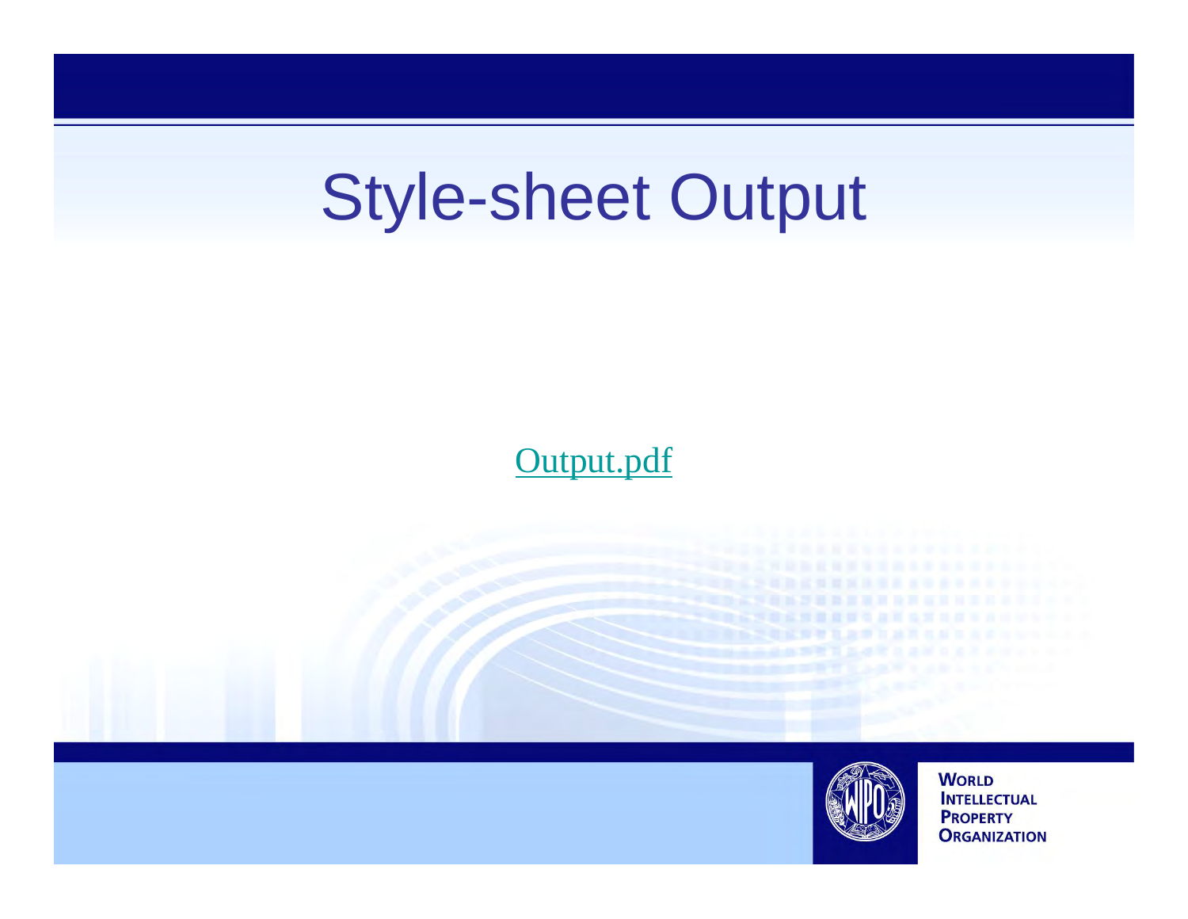# Style-sheet Output

Output.pdf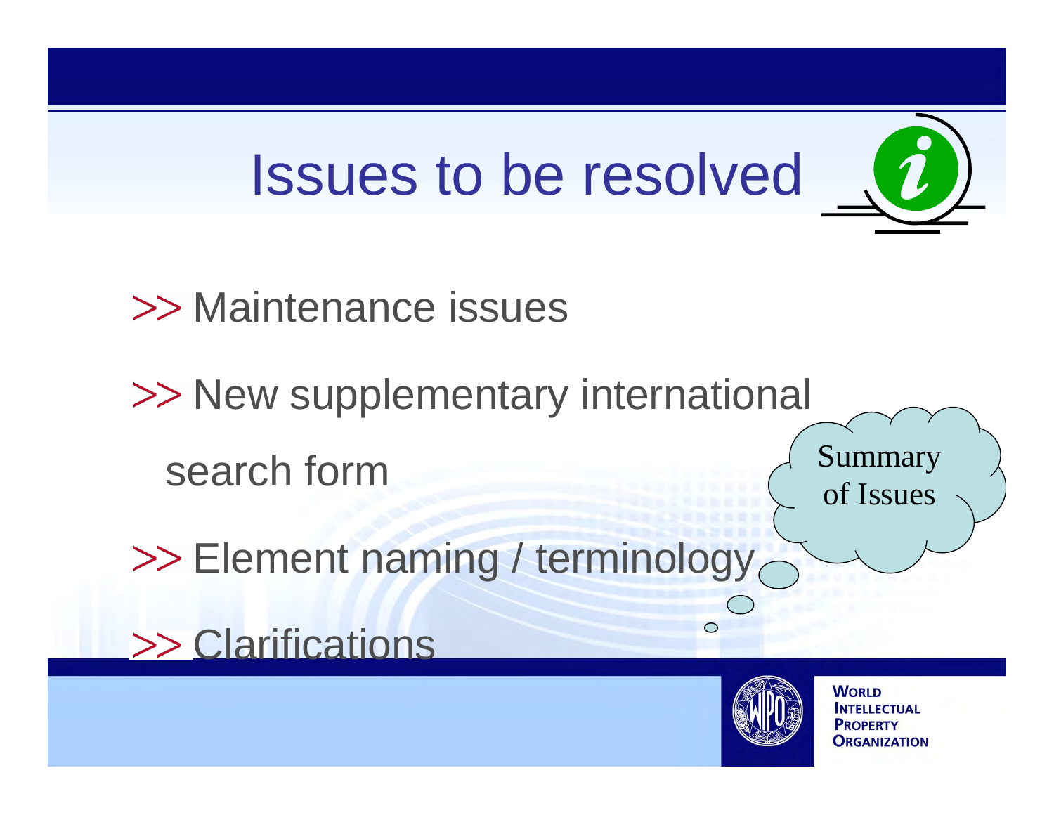# Issues to be resolved

- Maintenance issues
- New supplementary international search form
- Element naming / terminology
- Clarifications

Summary of Issues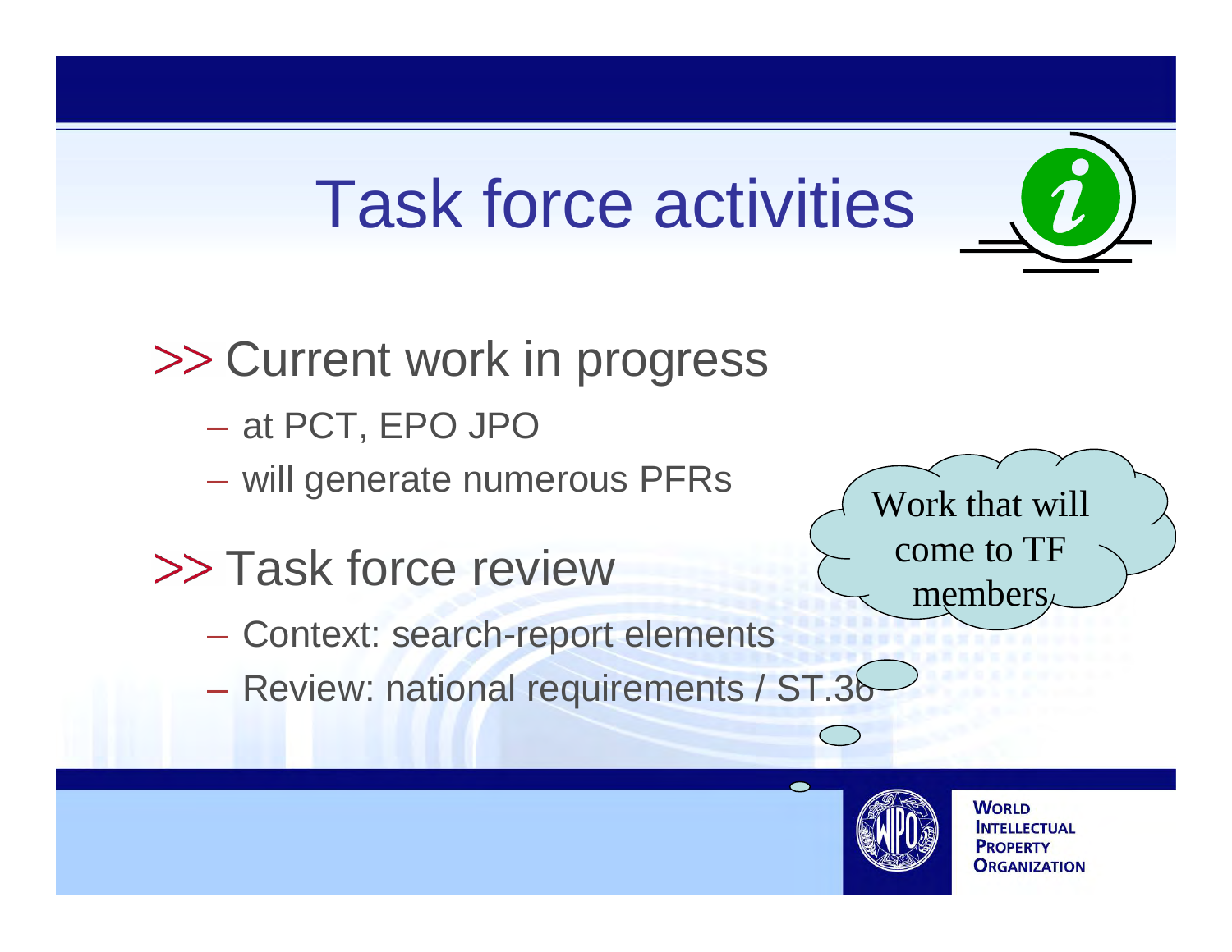# Task force activities

- Current work in progress
  - at PCT, EPO JPO
  - will generate numerous PFRs
- Task force review
  - Context: search-report elements
  - Review: national requirements / ST.36

Work that will come to TF members